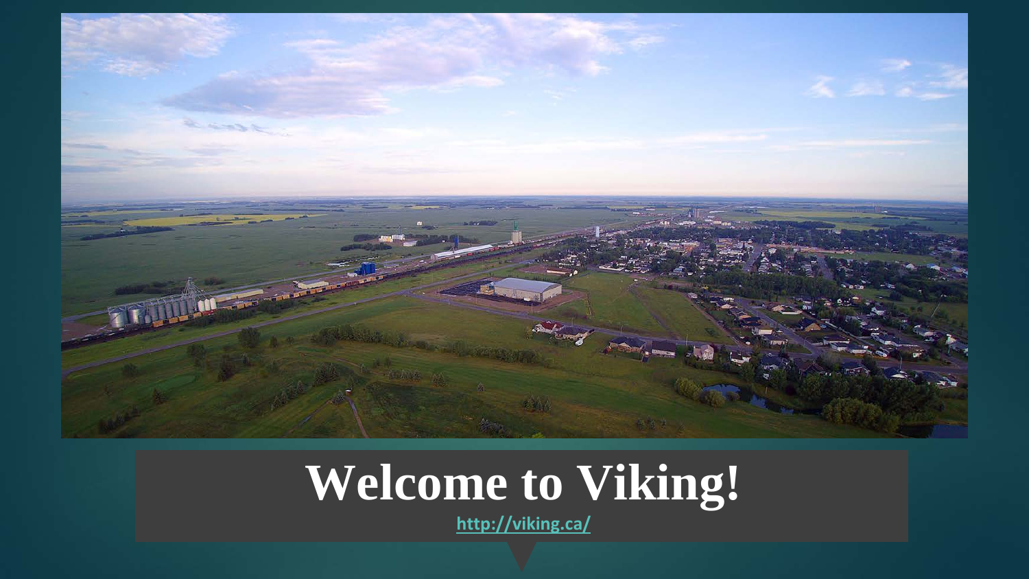# Welcome to Viking!

http://viking.ca/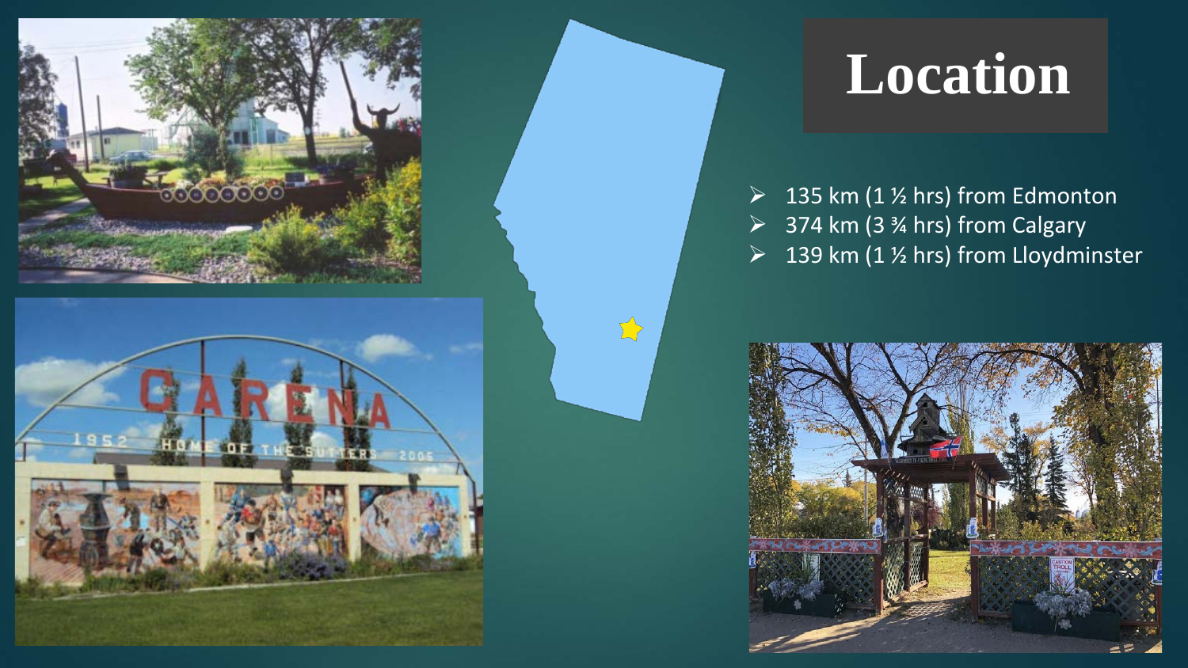# Location

- 135 km (1 ½ hrs) from Edmonton
- 374 km (3 ¾ hrs) from Calgary
- 139 km (1 ½ hrs) from Lloydminster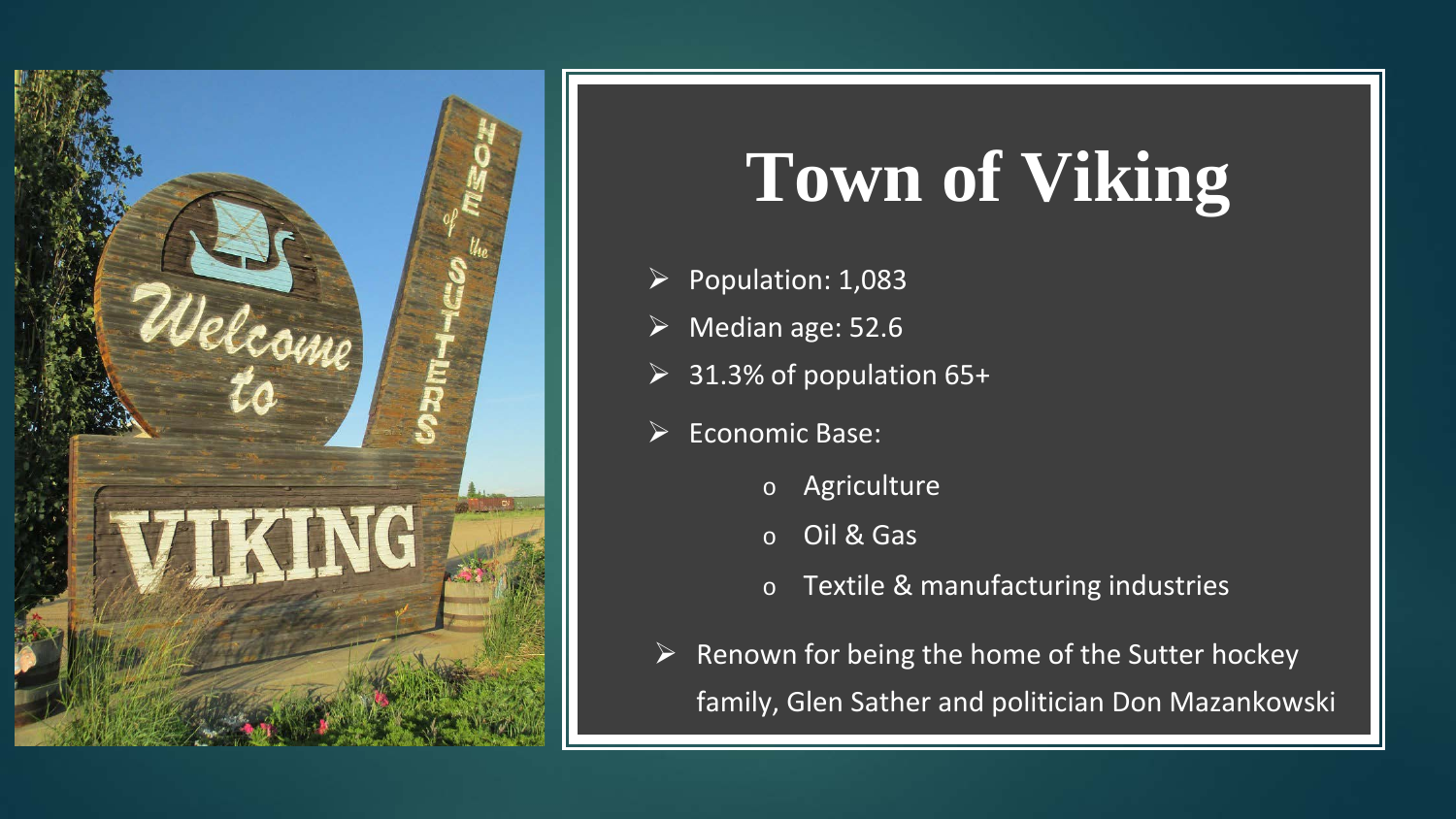# Town of Viking

- Population: 1,083
- Median age: 52.6
- 31.3% of population 65+
- Economic Base:
  - Agriculture
  - Oil & Gas
  - Textile & manufacturing industries
- Renown for being the home of the Sutter hockey family, Glen Sather and politician Don Mazankowski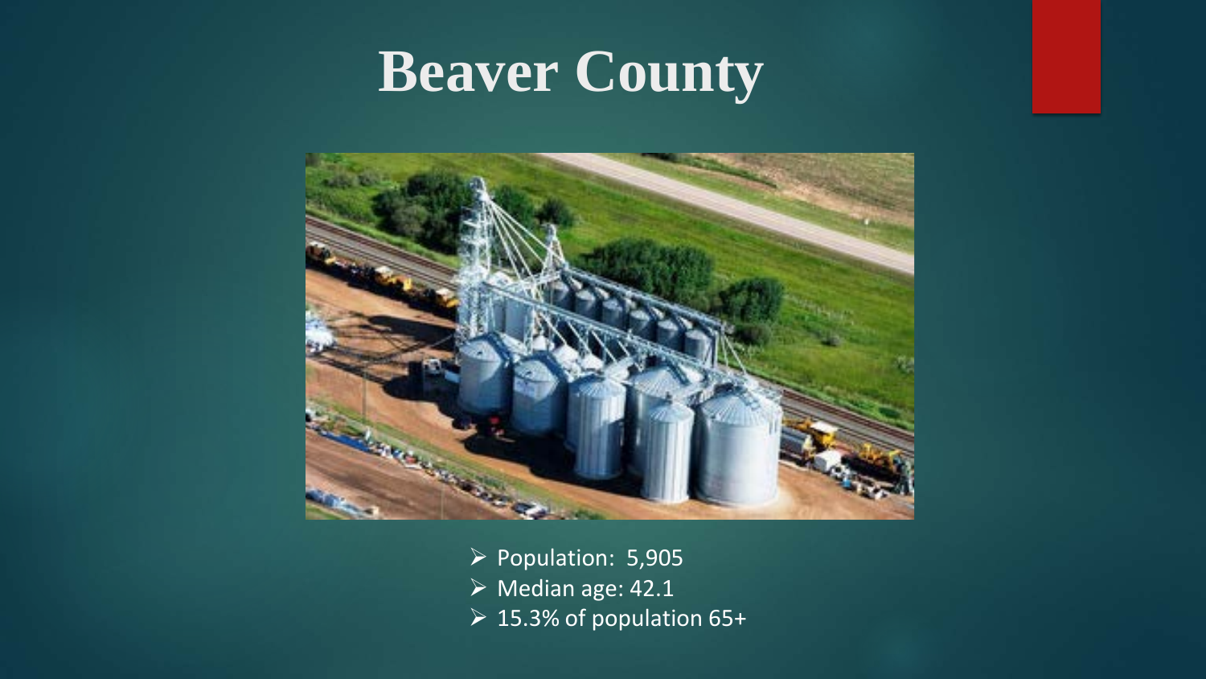# Beaver County

- Population: 5,905
- Median age: 42.1
- 15.3% of population 65+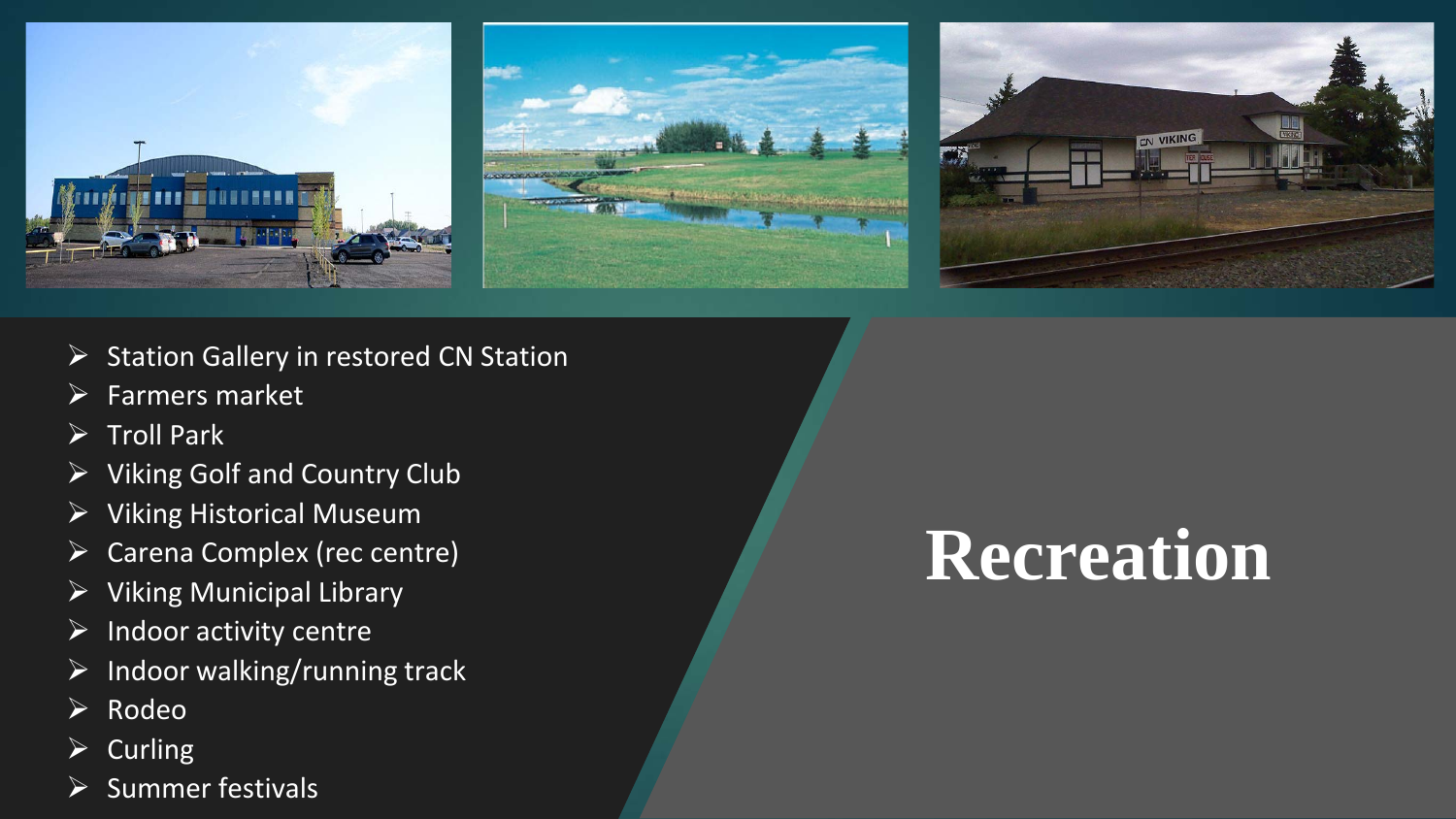# Recreation

- Station Gallery in restored CN Station
- Farmers market
- Troll Park
- Viking Golf and Country Club
- Viking Historical Museum
- Carena Complex (rec centre)
- Viking Municipal Library
- Indoor activity centre
- Indoor walking/running track
- Rodeo
- Curling
- Summer festivals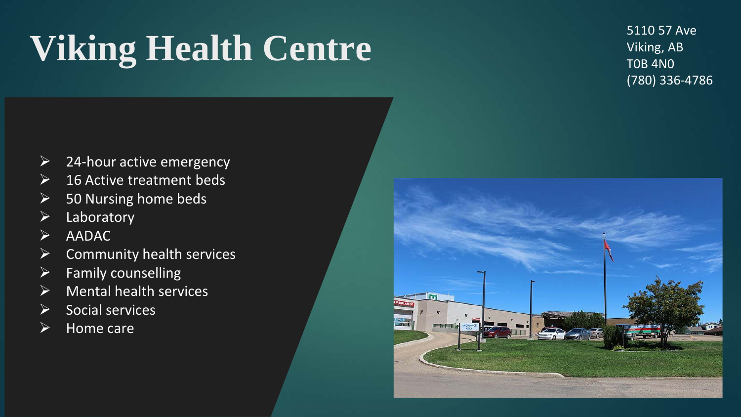# Viking Health Centre

5110 57 Ave
Viking, AB
T0B 4N0
(780) 336-4786

- 24-hour active emergency
- 16 Active treatment beds
- 50 Nursing home beds
- Laboratory
- AADAC
- Community health services
- Family counselling
- Mental health services
- Social services
- Home care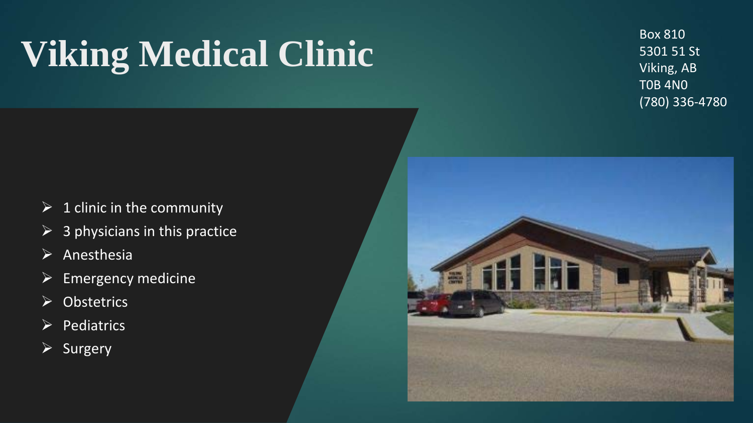# Viking Medical Clinic

Box 810
5301 51 St
Viking, AB
T0B 4N0
(780) 336-4780

- 1 clinic in the community
- 3 physicians in this practice
- Anesthesia
- Emergency medicine
- Obstetrics
- Pediatrics
- Surgery